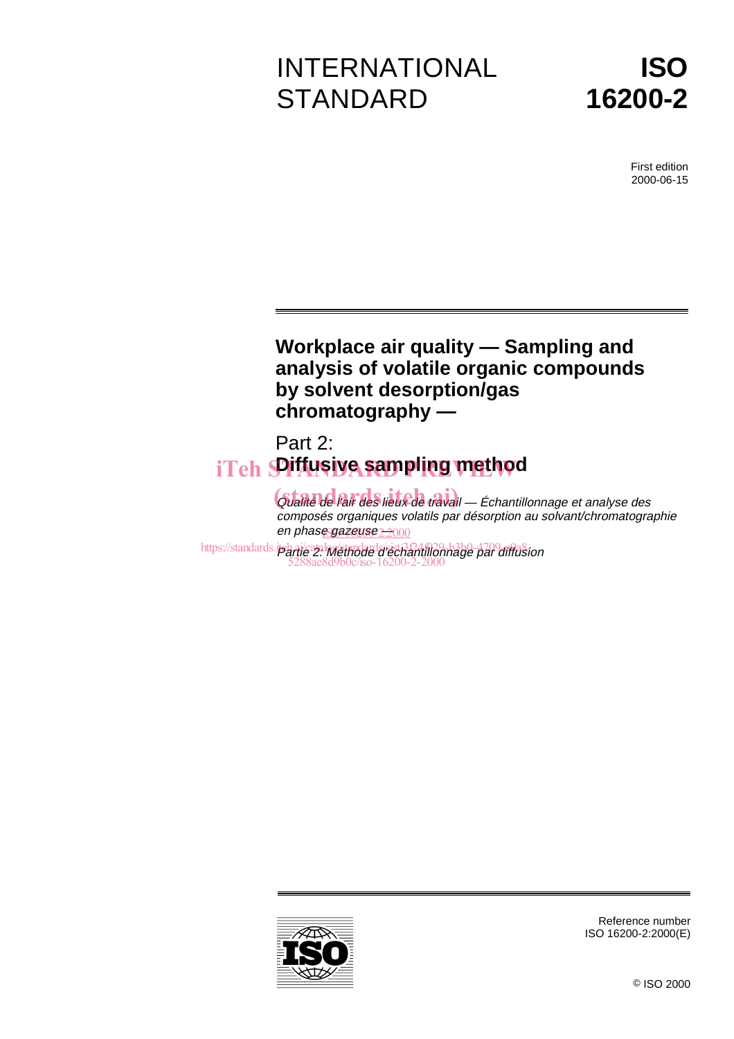# INTERNATIONAL STANDARD

# ISO 16200-2

First edition
2000-06-15

## Workplace air quality — Sampling and analysis of volatile organic compounds by solvent desorption/gas chromatography —

## Part 2: Diffusive sampling method

*Qualité de l'air des lieux de travail — Échantillonnage et analyse des composés organiques volatils par désorption au solvant/chromatographie en phase gazeuse —*

*Partie 2: Méthode d'échantillonnage par diffusion*

Reference number
ISO 16200-2:2000(E)

© ISO 2000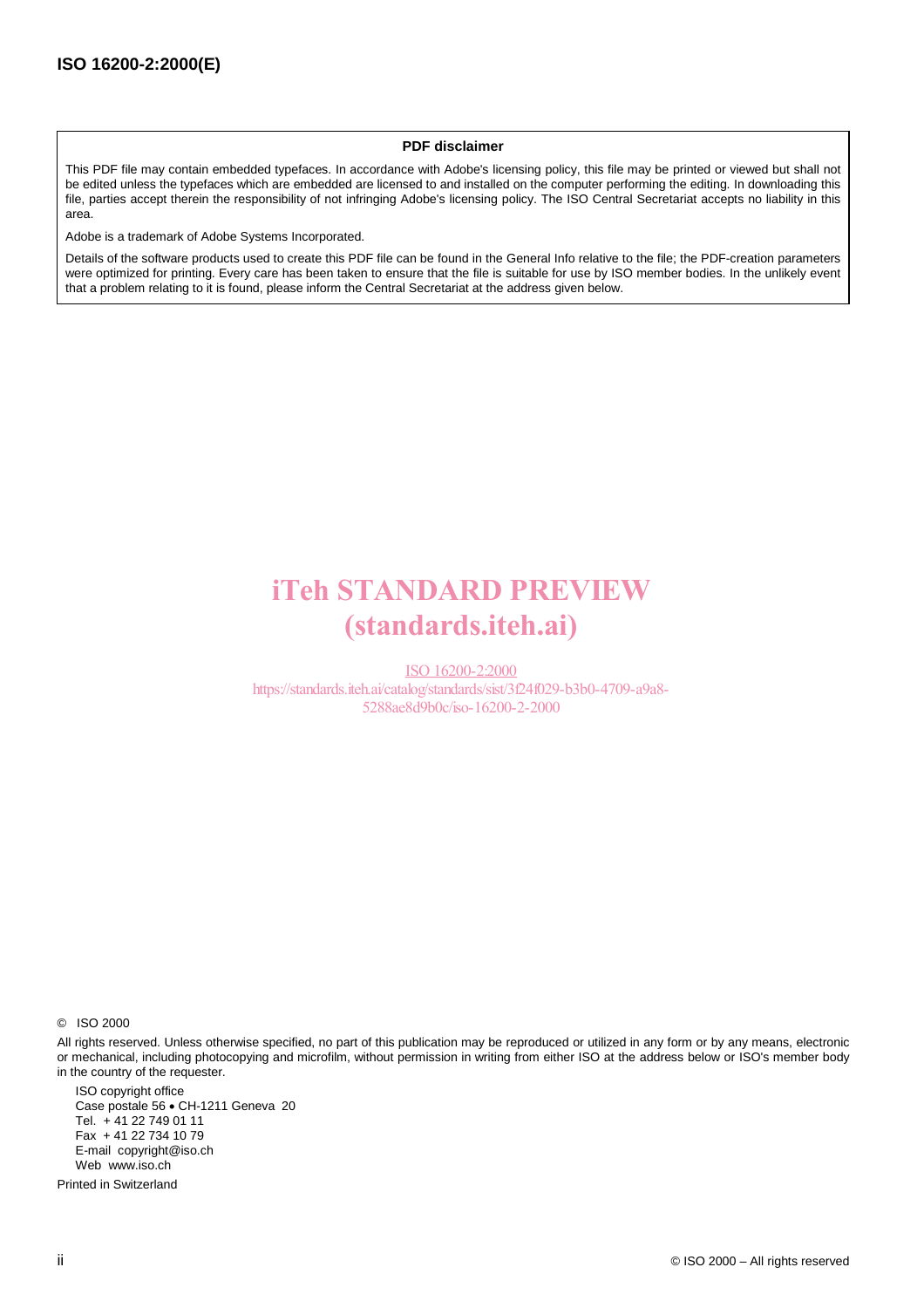**PDF disclaimer**

This PDF file may contain embedded typefaces. In accordance with Adobe's licensing policy, this file may be printed or viewed but shall not be edited unless the typefaces which are embedded are licensed to and installed on the computer performing the editing. In downloading this file, parties accept therein the responsibility of not infringing Adobe's licensing policy. The ISO Central Secretariat accepts no liability in this area.

Adobe is a trademark of Adobe Systems Incorporated.

Details of the software products used to create this PDF file can be found in the General Info relative to the file; the PDF-creation parameters were optimized for printing. Every care has been taken to ensure that the file is suitable for use by ISO member bodies. In the unlikely event that a problem relating to it is found, please inform the Central Secretariat at the address given below.

iTeh STANDARD PREVIEW
(standards.iteh.ai)

ISO 16200-2:2000
https://standards.iteh.ai/catalog/standards/sist/3f24f029-b3b0-4709-a9a8-5288ae8d9b0c/iso-16200-2-2000

© ISO 2000

All rights reserved. Unless otherwise specified, no part of this publication may be reproduced or utilized in any form or by any means, electronic or mechanical, including photocopying and microfilm, without permission in writing from either ISO at the address below or ISO's member body in the country of the requester.

ISO copyright office
Case postale 56 • CH-1211 Geneva 20
Tel. + 41 22 749 01 11
Fax + 41 22 734 10 79
E-mail copyright@iso.ch
Web www.iso.ch

Printed in Switzerland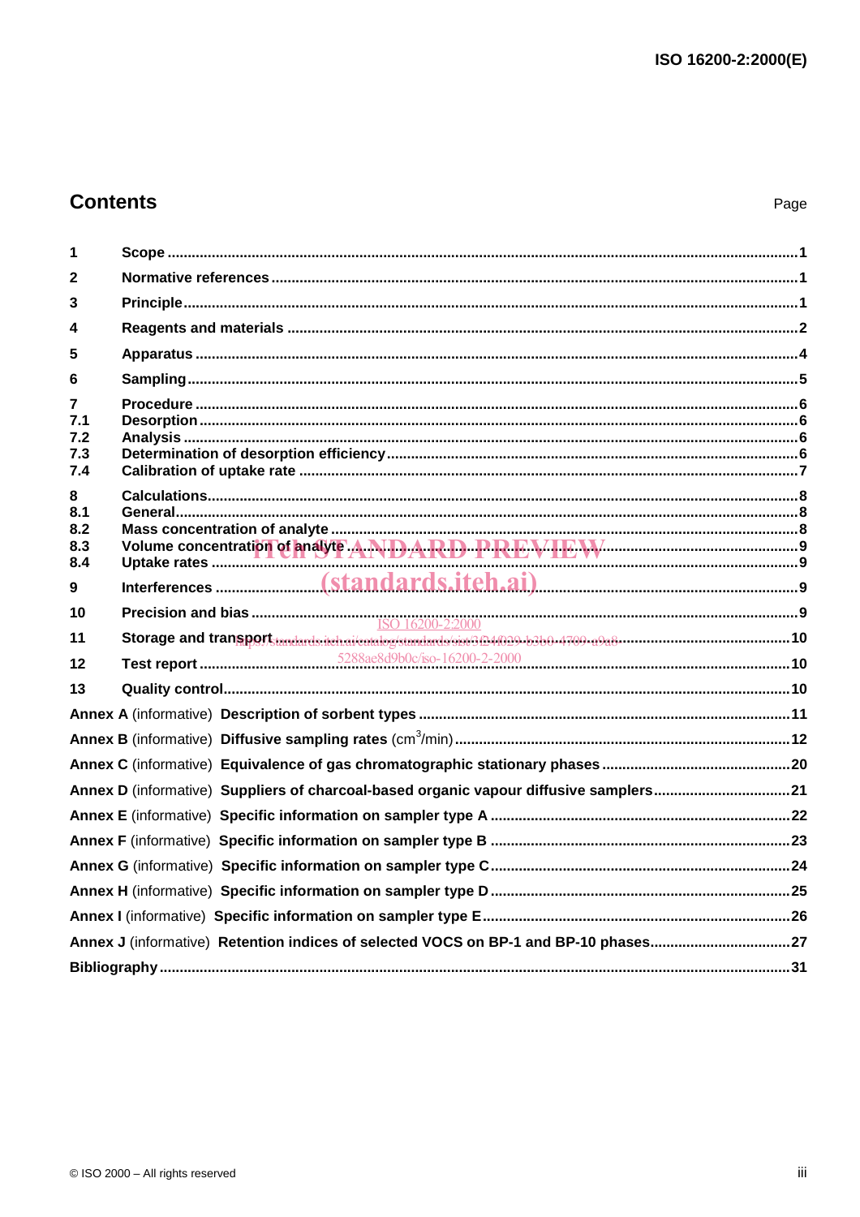## Contents

Page

| | | |
|---|---|---|
| 1 | Scope | 1 |
| 2 | Normative references | 1 |
| 3 | Principle | 1 |
| 4 | Reagents and materials | 2 |
| 5 | Apparatus | 4 |
| 6 | Sampling | 5 |
| 7 | Procedure | 6 |
| 7.1 | Desorption | 6 |
| 7.2 | Analysis | 6 |
| 7.3 | Determination of desorption efficiency | 6 |
| 7.4 | Calibration of uptake rate | 7 |
| 8 | Calculations | 8 |
| 8.1 | General | 8 |
| 8.2 | Mass concentration of analyte | 8 |
| 8.3 | Volume concentration of analyte | 9 |
| 8.4 | Uptake rates | 9 |
| 9 | Interferences | 9 |
| 10 | Precision and bias | 9 |
| 11 | Storage and transport | 10 |
| 12 | Test report | 10 |
| 13 | Quality control | 10 |

**Annex A** (informative) **Description of sorbent types** ... 11

**Annex B** (informative) **Diffusive sampling rates** ($cm^3$/min) ... 12

**Annex C** (informative) **Equivalence of gas chromatographic stationary phases** ... 20

**Annex D** (informative) **Suppliers of charcoal-based organic vapour diffusive samplers** ... 21

**Annex E** (informative) **Specific information on sampler type A** ... 22

**Annex F** (informative) **Specific information on sampler type B** ... 23

**Annex G** (informative) **Specific information on sampler type C** ... 24

**Annex H** (informative) **Specific information on sampler type D** ... 25

**Annex I** (informative) **Specific information on sampler type E** ... 26

**Annex J** (informative) **Retention indices of selected VOCS on BP-1 and BP-10 phases** ... 27

**Bibliography** ... 31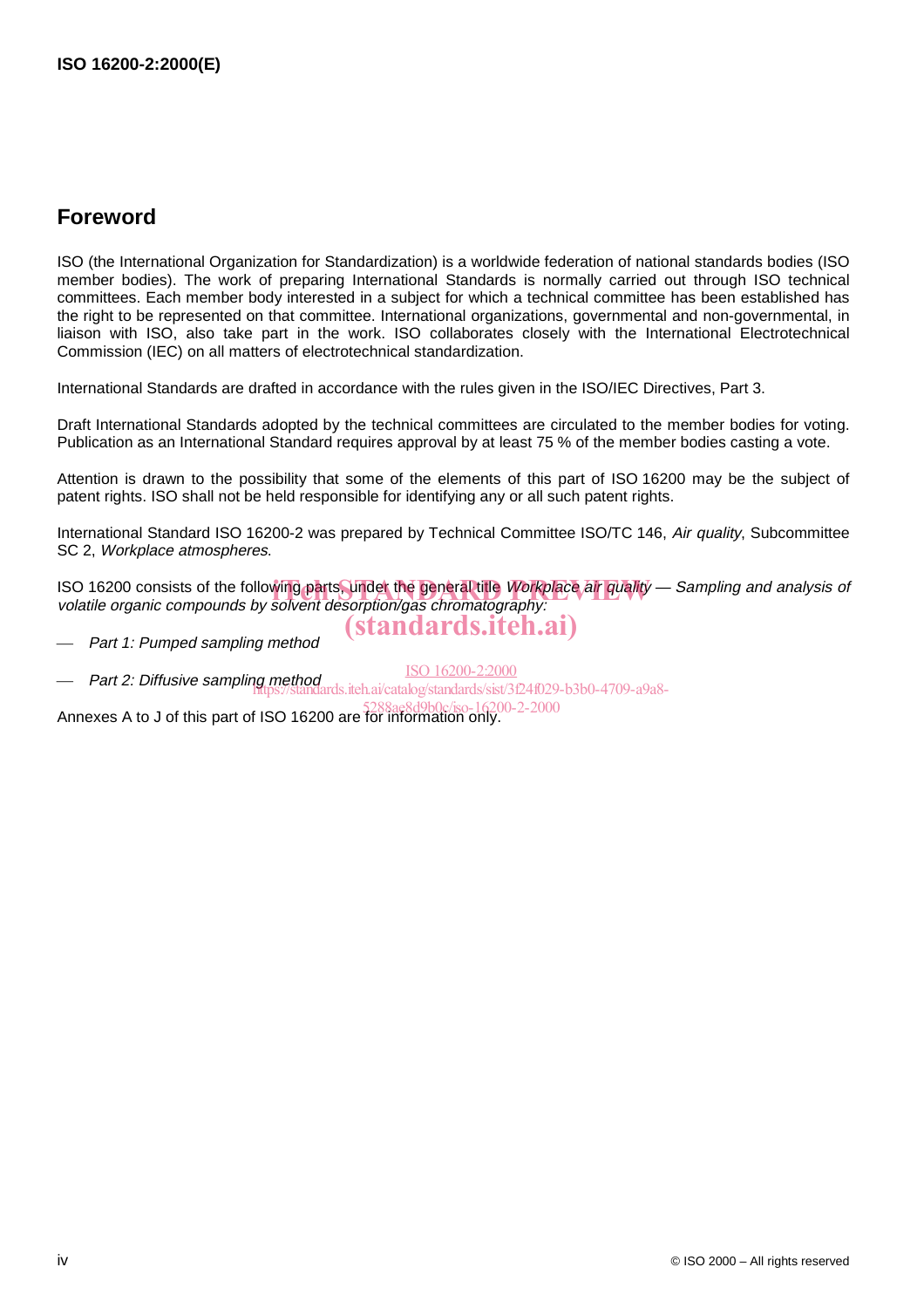## Foreword

ISO (the International Organization for Standardization) is a worldwide federation of national standards bodies (ISO member bodies). The work of preparing International Standards is normally carried out through ISO technical committees. Each member body interested in a subject for which a technical committee has been established has the right to be represented on that committee. International organizations, governmental and non-governmental, in liaison with ISO, also take part in the work. ISO collaborates closely with the International Electrotechnical Commission (IEC) on all matters of electrotechnical standardization.

International Standards are drafted in accordance with the rules given in the ISO/IEC Directives, Part 3.

Draft International Standards adopted by the technical committees are circulated to the member bodies for voting. Publication as an International Standard requires approval by at least 75 % of the member bodies casting a vote.

Attention is drawn to the possibility that some of the elements of this part of ISO 16200 may be the subject of patent rights. ISO shall not be held responsible for identifying any or all such patent rights.

International Standard ISO 16200-2 was prepared by Technical Committee ISO/TC 146, *Air quality*, Subcommittee SC 2, *Workplace atmospheres*.

ISO 16200 consists of the following parts, under the general title *Workplace air quality — Sampling and analysis of volatile organic compounds by solvent desorption/gas chromatography:*

- *Part 1: Pumped sampling method*
- *Part 2: Diffusive sampling method*

Annexes A to J of this part of ISO 16200 are for information only.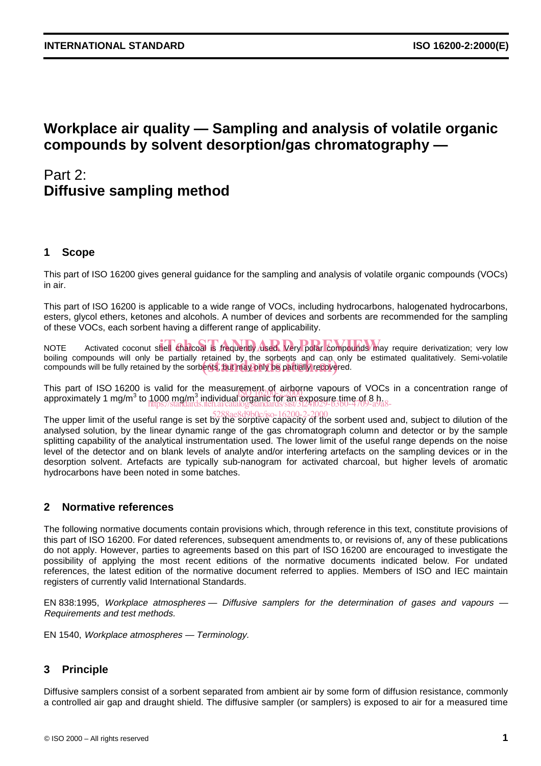# Workplace air quality — Sampling and analysis of volatile organic compounds by solvent desorption/gas chromatography —

# Part 2: Diffusive sampling method

## 1 Scope

This part of ISO 16200 gives general guidance for the sampling and analysis of volatile organic compounds (VOCs) in air.

This part of ISO 16200 is applicable to a wide range of VOCs, including hydrocarbons, halogenated hydrocarbons, esters, glycol ethers, ketones and alcohols. A number of devices and sorbents are recommended for the sampling of these VOCs, each sorbent having a different range of applicability.

NOTE Activated coconut shell charcoal is frequently used. Very polar compounds may require derivatization; very low boiling compounds will only be partially retained by the sorbents and can only be estimated qualitatively. Semi-volatile compounds will be fully retained by the sorbents, but may only be partially recovered.

This part of ISO 16200 is valid for the measurement of airborne vapours of VOCs in a concentration range of approximately 1 mg/m$^3$ to 1000 mg/m$^3$ individual organic for an exposure time of 8 h.

The upper limit of the useful range is set by the sorptive capacity of the sorbent used and, subject to dilution of the analysed solution, by the linear dynamic range of the gas chromatograph column and detector or by the sample splitting capability of the analytical instrumentation used. The lower limit of the useful range depends on the noise level of the detector and on blank levels of analyte and/or interfering artefacts on the sampling devices or in the desorption solvent. Artefacts are typically sub-nanogram for activated charcoal, but higher levels of aromatic hydrocarbons have been noted in some batches.

## 2 Normative references

The following normative documents contain provisions which, through reference in this text, constitute provisions of this part of ISO 16200. For dated references, subsequent amendments to, or revisions of, any of these publications do not apply. However, parties to agreements based on this part of ISO 16200 are encouraged to investigate the possibility of applying the most recent editions of the normative documents indicated below. For undated references, the latest edition of the normative document referred to applies. Members of ISO and IEC maintain registers of currently valid International Standards.

EN 838:1995, *Workplace atmospheres — Diffusive samplers for the determination of gases and vapours — Requirements and test methods.*

EN 1540, *Workplace atmospheres — Terminology.*

## 3 Principle

Diffusive samplers consist of a sorbent separated from ambient air by some form of diffusion resistance, commonly a controlled air gap and draught shield. The diffusive sampler (or samplers) is exposed to air for a measured time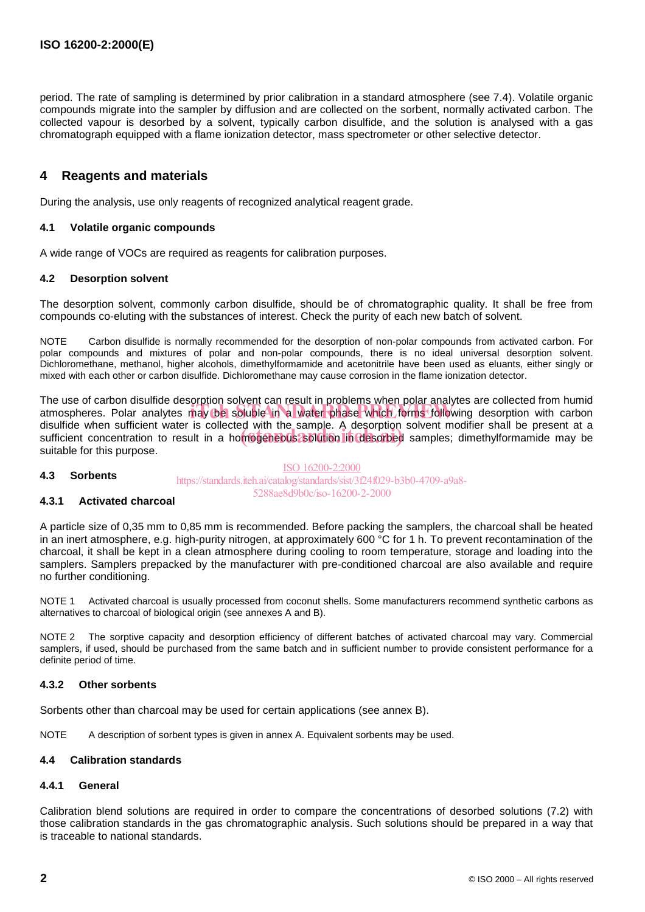period. The rate of sampling is determined by prior calibration in a standard atmosphere (see 7.4). Volatile organic compounds migrate into the sampler by diffusion and are collected on the sorbent, normally activated carbon. The collected vapour is desorbed by a solvent, typically carbon disulfide, and the solution is analysed with a gas chromatograph equipped with a flame ionization detector, mass spectrometer or other selective detector.

## 4 Reagents and materials

During the analysis, use only reagents of recognized analytical reagent grade.

### 4.1 Volatile organic compounds

A wide range of VOCs are required as reagents for calibration purposes.

### 4.2 Desorption solvent

The desorption solvent, commonly carbon disulfide, should be of chromatographic quality. It shall be free from compounds co-eluting with the substances of interest. Check the purity of each new batch of solvent.

NOTE Carbon disulfide is normally recommended for the desorption of non-polar compounds from activated carbon. For polar compounds and mixtures of polar and non-polar compounds, there is no ideal universal desorption solvent. Dichloromethane, methanol, higher alcohols, dimethylformamide and acetonitrile have been used as eluants, either singly or mixed with each other or carbon disulfide. Dichloromethane may cause corrosion in the flame ionization detector.

The use of carbon disulfide desorption solvent can result in problems when polar analytes are collected from humid atmospheres. Polar analytes may be soluble in a water phase which forms following desorption with carbon disulfide when sufficient water is collected with the sample. A desorption solvent modifier shall be present at a sufficient concentration to result in a homogeneous solution in desorbed samples; dimethylformamide may be suitable for this purpose.

### 4.3 Sorbents

#### 4.3.1 Activated charcoal

A particle size of 0,35 mm to 0,85 mm is recommended. Before packing the samplers, the charcoal shall be heated in an inert atmosphere, e.g. high-purity nitrogen, at approximately 600 °C for 1 h. To prevent recontamination of the charcoal, it shall be kept in a clean atmosphere during cooling to room temperature, storage and loading into the samplers. Samplers prepacked by the manufacturer with pre-conditioned charcoal are also available and require no further conditioning.

NOTE 1 Activated charcoal is usually processed from coconut shells. Some manufacturers recommend synthetic carbons as alternatives to charcoal of biological origin (see annexes A and B).

NOTE 2 The sorptive capacity and desorption efficiency of different batches of activated charcoal may vary. Commercial samplers, if used, should be purchased from the same batch and in sufficient number to provide consistent performance for a definite period of time.

#### 4.3.2 Other sorbents

Sorbents other than charcoal may be used for certain applications (see annex B).

NOTE A description of sorbent types is given in annex A. Equivalent sorbents may be used.

### 4.4 Calibration standards

#### 4.4.1 General

Calibration blend solutions are required in order to compare the concentrations of desorbed solutions (7.2) with those calibration standards in the gas chromatographic analysis. Such solutions should be prepared in a way that is traceable to national standards.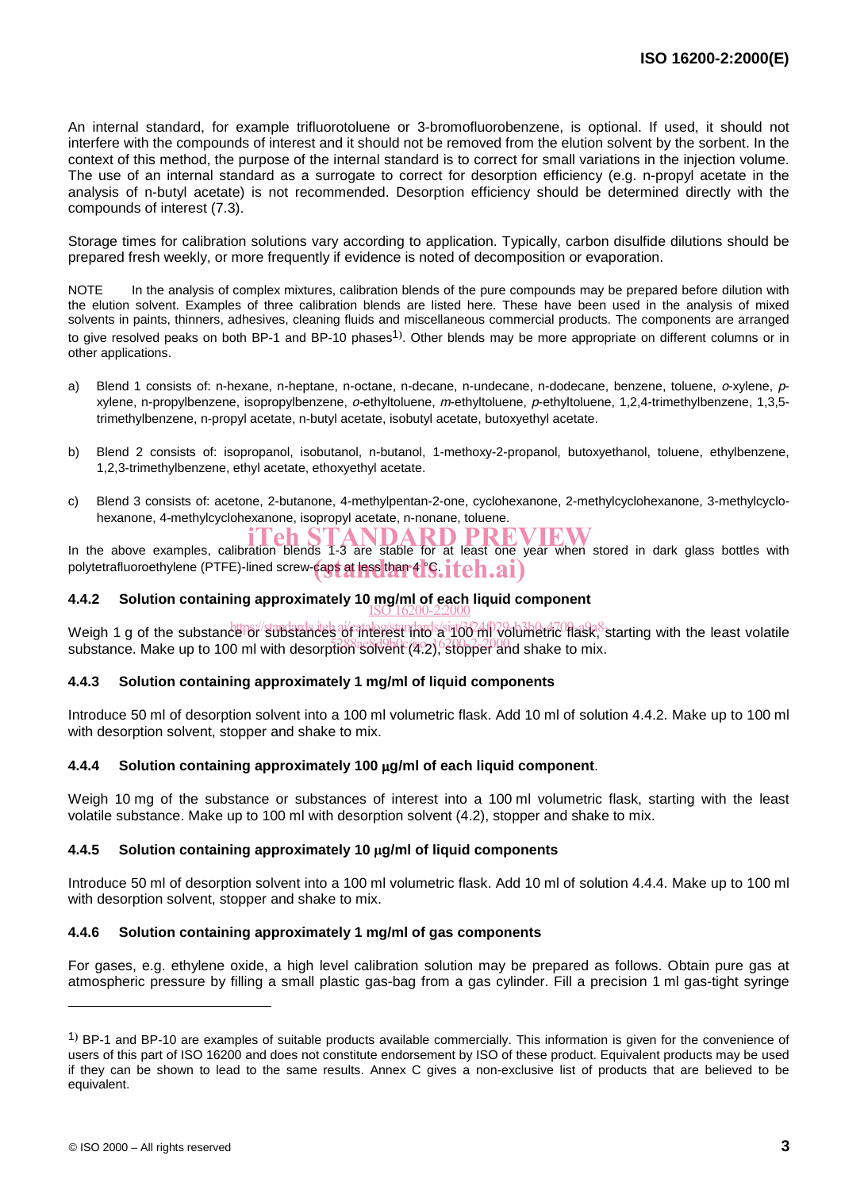An internal standard, for example trifluorotoluene or 3-bromofluorobenzene, is optional. If used, it should not interfere with the compounds of interest and it should not be removed from the elution solvent by the sorbent. In the context of this method, the purpose of the internal standard is to correct for small variations in the injection volume. The use of an internal standard as a surrogate to correct for desorption efficiency (e.g. n-propyl acetate in the analysis of n-butyl acetate) is not recommended. Desorption efficiency should be determined directly with the compounds of interest (7.3).

Storage times for calibration solutions vary according to application. Typically, carbon disulfide dilutions should be prepared fresh weekly, or more frequently if evidence is noted of decomposition or evaporation.

NOTE In the analysis of complex mixtures, calibration blends of the pure compounds may be prepared before dilution with the elution solvent. Examples of three calibration blends are listed here. These have been used in the analysis of mixed solvents in paints, thinners, adhesives, cleaning fluids and miscellaneous commercial products. The components are arranged to give resolved peaks on both BP-1 and BP-10 phases[1)]. Other blends may be more appropriate on different columns or in other applications.

a) Blend 1 consists of: n-hexane, n-heptane, n-octane, n-decane, n-undecane, n-dodecane, benzene, toluene, *o*-xylene, *p*-xylene, n-propylbenzene, isopropylbenzene, *o*-ethyltoluene, *m*-ethyltoluene, *p*-ethyltoluene, 1,2,4-trimethylbenzene, 1,3,5-trimethylbenzene, n-propyl acetate, n-butyl acetate, isobutyl acetate, butoxyethyl acetate.

b) Blend 2 consists of: isopropanol, isobutanol, n-butanol, 1-methoxy-2-propanol, butoxyethanol, toluene, ethylbenzene, 1,2,3-trimethylbenzene, ethyl acetate, ethoxyethyl acetate.

c) Blend 3 consists of: acetone, 2-butanone, 4-methylpentan-2-one, cyclohexanone, 2-methylcyclohexanone, 3-methylcyclohexanone, 4-methylcyclohexanone, isopropyl acetate, n-nonane, toluene.

In the above examples, calibration blends 1-3 are stable for at least one year when stored in dark glass bottles with polytetrafluoroethylene (PTFE)-lined screw-caps at less than 4 °C.

### 4.4.2 Solution containing approximately 10 mg/ml of each liquid component

Weigh 1 g of the substance or substances of interest into a 100 ml volumetric flask, starting with the least volatile substance. Make up to 100 ml with desorption solvent (4.2), stopper and shake to mix.

### 4.4.3 Solution containing approximately 1 mg/ml of liquid components

Introduce 50 ml of desorption solvent into a 100 ml volumetric flask. Add 10 ml of solution 4.4.2. Make up to 100 ml with desorption solvent, stopper and shake to mix.

### 4.4.4 Solution containing approximately 100 μg/ml of each liquid component.

Weigh 10 mg of the substance or substances of interest into a 100 ml volumetric flask, starting with the least volatile substance. Make up to 100 ml with desorption solvent (4.2), stopper and shake to mix.

### 4.4.5 Solution containing approximately 10 μg/ml of liquid components

Introduce 50 ml of desorption solvent into a 100 ml volumetric flask. Add 10 ml of solution 4.4.4. Make up to 100 ml with desorption solvent, stopper and shake to mix.

### 4.4.6 Solution containing approximately 1 mg/ml of gas components

For gases, e.g. ethylene oxide, a high level calibration solution may be prepared as follows. Obtain pure gas at atmospheric pressure by filling a small plastic gas-bag from a gas cylinder. Fill a precision 1 ml gas-tight syringe

---

1) BP-1 and BP-10 are examples of suitable products available commercially. This information is given for the convenience of users of this part of ISO 16200 and does not constitute endorsement by ISO of these product. Equivalent products may be used if they can be shown to lead to the same results. Annex C gives a non-exclusive list of products that are believed to be equivalent.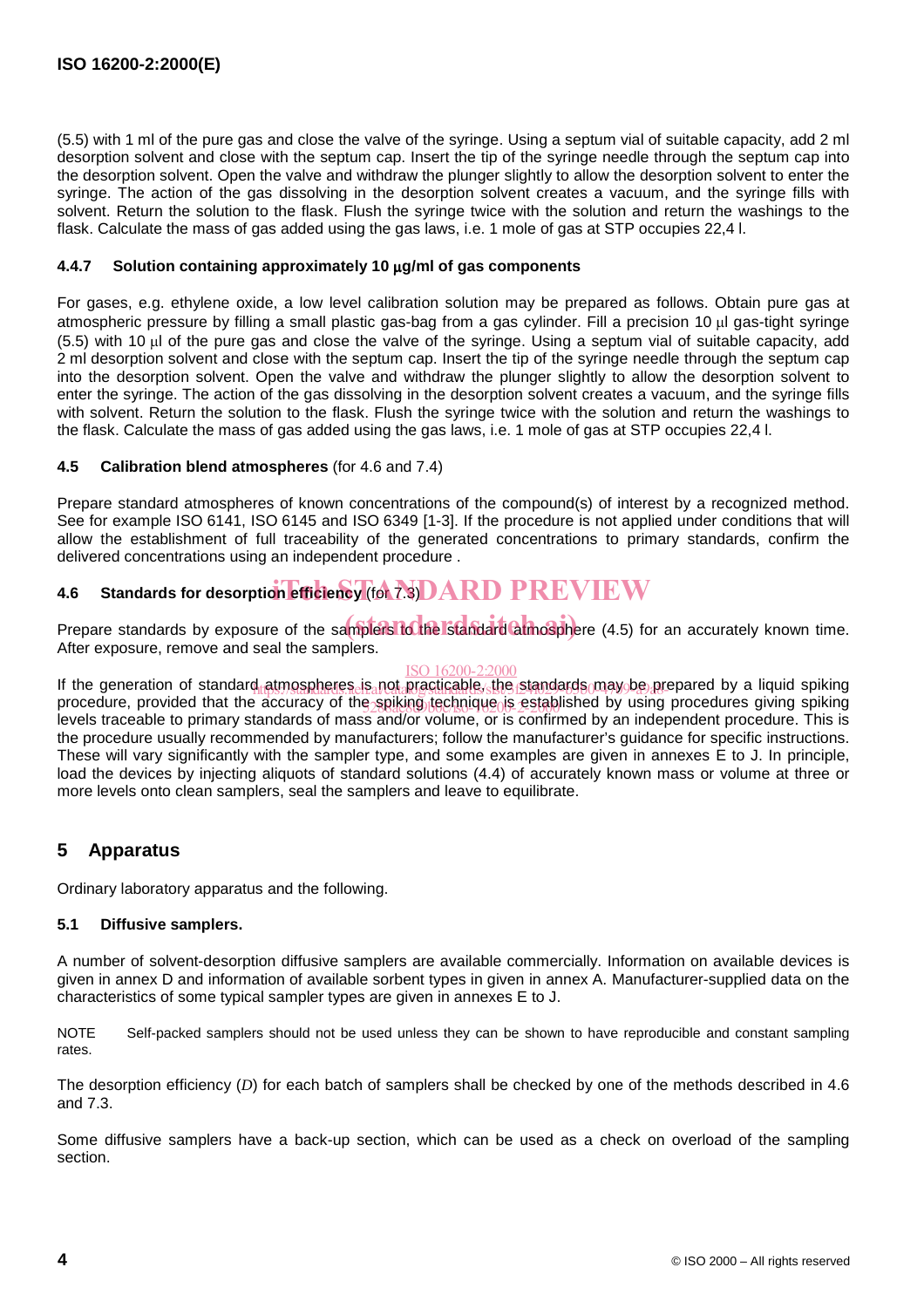(5.5) with 1 ml of the pure gas and close the valve of the syringe. Using a septum vial of suitable capacity, add 2 ml desorption solvent and close with the septum cap. Insert the tip of the syringe needle through the septum cap into the desorption solvent. Open the valve and withdraw the plunger slightly to allow the desorption solvent to enter the syringe. The action of the gas dissolving in the desorption solvent creates a vacuum, and the syringe fills with solvent. Return the solution to the flask. Flush the syringe twice with the solution and return the washings to the flask. Calculate the mass of gas added using the gas laws, i.e. 1 mole of gas at STP occupies 22,4 l.

#### 4.4.7 Solution containing approximately 10 μg/ml of gas components

For gases, e.g. ethylene oxide, a low level calibration solution may be prepared as follows. Obtain pure gas at atmospheric pressure by filling a small plastic gas-bag from a gas cylinder. Fill a precision 10 μl gas-tight syringe (5.5) with 10 μl of the pure gas and close the valve of the syringe. Using a septum vial of suitable capacity, add 2 ml desorption solvent and close with the septum cap. Insert the tip of the syringe needle through the septum cap into the desorption solvent. Open the valve and withdraw the plunger slightly to allow the desorption solvent to enter the syringe. The action of the gas dissolving in the desorption solvent creates a vacuum, and the syringe fills with solvent. Return the solution to the flask. Flush the syringe twice with the solution and return the washings to the flask. Calculate the mass of gas added using the gas laws, i.e. 1 mole of gas at STP occupies 22,4 l.

### 4.5 Calibration blend atmospheres (for 4.6 and 7.4)

Prepare standard atmospheres of known concentrations of the compound(s) of interest by a recognized method. See for example ISO 6141, ISO 6145 and ISO 6349 [1-3]. If the procedure is not applied under conditions that will allow the establishment of full traceability of the generated concentrations to primary standards, confirm the delivered concentrations using an independent procedure .

### 4.6 Standards for desorption efficiency (for 7.3)

Prepare standards by exposure of the samplers to the standard atmosphere (4.5) for an accurately known time. After exposure, remove and seal the samplers.

If the generation of standard atmospheres is not practicable, the standards may be prepared by a liquid spiking procedure, provided that the accuracy of the spiking technique is established by using procedures giving spiking levels traceable to primary standards of mass and/or volume, or is confirmed by an independent procedure. This is the procedure usually recommended by manufacturers; follow the manufacturer's guidance for specific instructions. These will vary significantly with the sampler type, and some examples are given in annexes E to J. In principle, load the devices by injecting aliquots of standard solutions (4.4) of accurately known mass or volume at three or more levels onto clean samplers, seal the samplers and leave to equilibrate.

## 5 Apparatus

Ordinary laboratory apparatus and the following.

### 5.1 Diffusive samplers.

A number of solvent-desorption diffusive samplers are available commercially. Information on available devices is given in annex D and information of available sorbent types in given in annex A. Manufacturer-supplied data on the characteristics of some typical sampler types are given in annexes E to J.

NOTE Self-packed samplers should not be used unless they can be shown to have reproducible and constant sampling rates.

The desorption efficiency ($D$) for each batch of samplers shall be checked by one of the methods described in 4.6 and 7.3.

Some diffusive samplers have a back-up section, which can be used as a check on overload of the sampling section.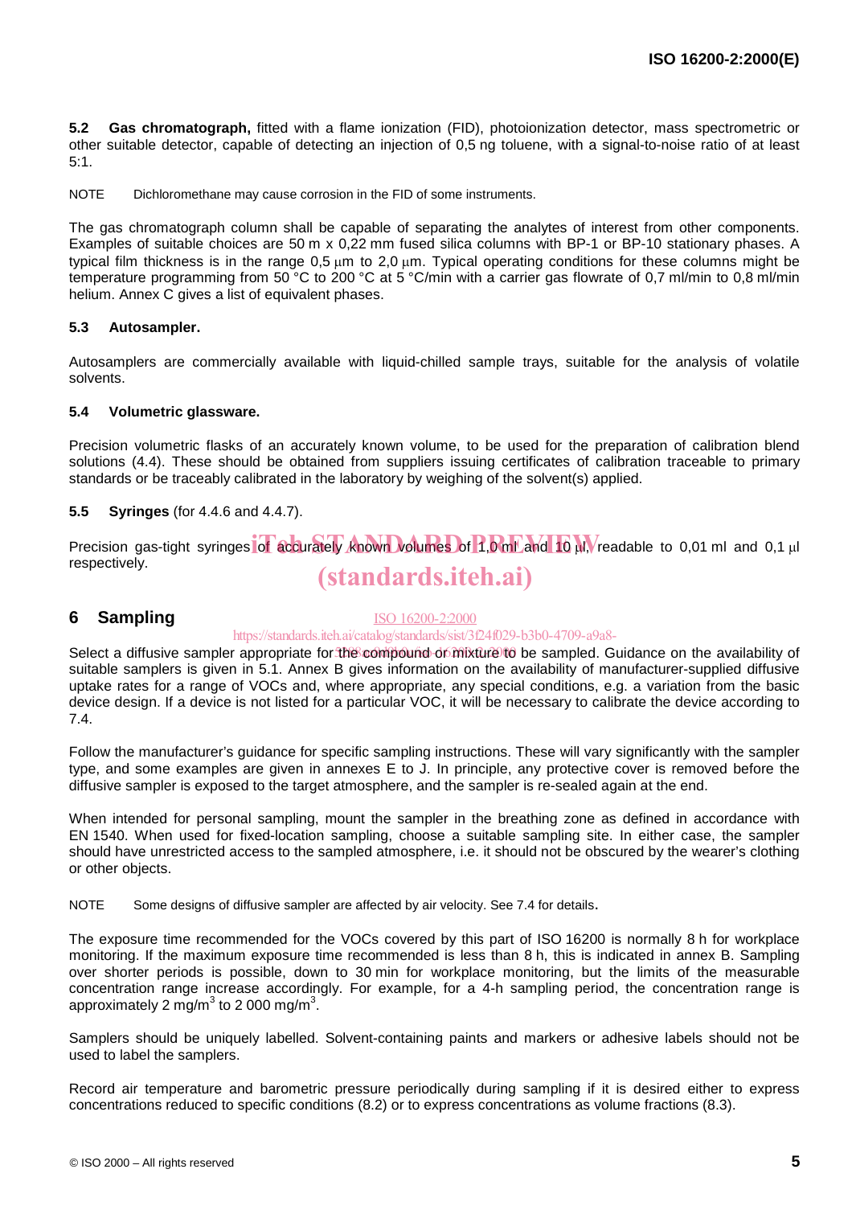**5.2 Gas chromatograph,** fitted with a flame ionization (FID), photoionization detector, mass spectrometric or other suitable detector, capable of detecting an injection of 0,5 ng toluene, with a signal-to-noise ratio of at least 5:1.

NOTE Dichloromethane may cause corrosion in the FID of some instruments.

The gas chromatograph column shall be capable of separating the analytes of interest from other components. Examples of suitable choices are 50 m x 0,22 mm fused silica columns with BP-1 or BP-10 stationary phases. A typical film thickness is in the range 0,5 µm to 2,0 µm. Typical operating conditions for these columns might be temperature programming from 50 °C to 200 °C at 5 °C/min with a carrier gas flowrate of 0,7 ml/min to 0,8 ml/min helium. Annex C gives a list of equivalent phases.

**5.3 Autosampler.**

Autosamplers are commercially available with liquid-chilled sample trays, suitable for the analysis of volatile solvents.

**5.4 Volumetric glassware.**

Precision volumetric flasks of an accurately known volume, to be used for the preparation of calibration blend solutions (4.4). These should be obtained from suppliers issuing certificates of calibration traceable to primary standards or be traceably calibrated in the laboratory by weighing of the solvent(s) applied.

**5.5 Syringes** (for 4.4.6 and 4.4.7).

Precision gas-tight syringes of accurately known volumes of 1,0 ml and 10 µl, readable to 0,01 ml and 0,1 µl respectively.

## 6 Sampling

Select a diffusive sampler appropriate for the compound or mixture to be sampled. Guidance on the availability of suitable samplers is given in 5.1. Annex B gives information on the availability of manufacturer-supplied diffusive uptake rates for a range of VOCs and, where appropriate, any special conditions, e.g. a variation from the basic device design. If a device is not listed for a particular VOC, it will be necessary to calibrate the device according to 7.4.

Follow the manufacturer's guidance for specific sampling instructions. These will vary significantly with the sampler type, and some examples are given in annexes E to J. In principle, any protective cover is removed before the diffusive sampler is exposed to the target atmosphere, and the sampler is re-sealed again at the end.

When intended for personal sampling, mount the sampler in the breathing zone as defined in accordance with EN 1540. When used for fixed-location sampling, choose a suitable sampling site. In either case, the sampler should have unrestricted access to the sampled atmosphere, i.e. it should not be obscured by the wearer's clothing or other objects.

NOTE Some designs of diffusive sampler are affected by air velocity. See 7.4 for details.

The exposure time recommended for the VOCs covered by this part of ISO 16200 is normally 8 h for workplace monitoring. If the maximum exposure time recommended is less than 8 h, this is indicated in annex B. Sampling over shorter periods is possible, down to 30 min for workplace monitoring, but the limits of the measurable concentration range increase accordingly. For example, for a 4-h sampling period, the concentration range is approximately 2 mg/m$^3$ to 2 000 mg/m$^3$.

Samplers should be uniquely labelled. Solvent-containing paints and markers or adhesive labels should not be used to label the samplers.

Record air temperature and barometric pressure periodically during sampling if it is desired either to express concentrations reduced to specific conditions (8.2) or to express concentrations as volume fractions (8.3).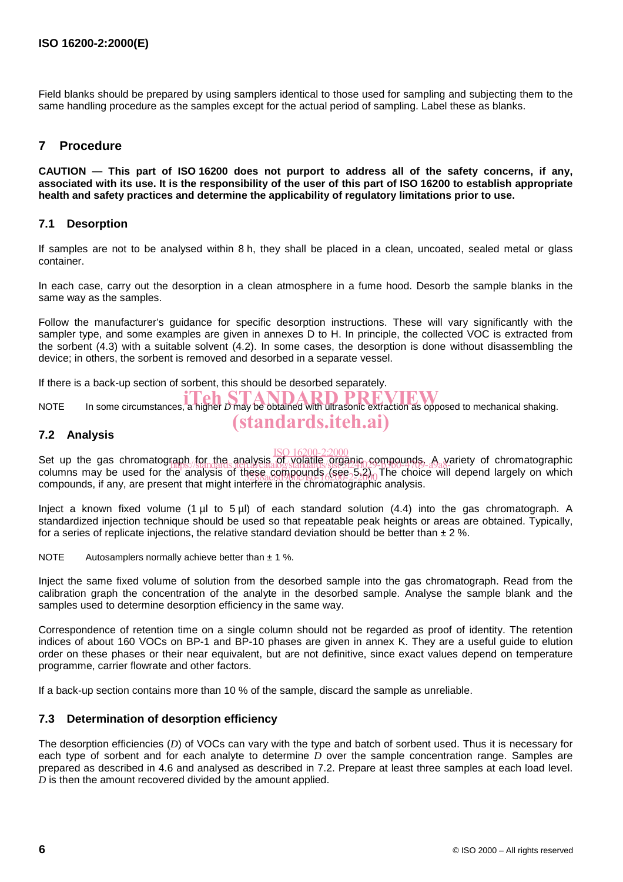Field blanks should be prepared by using samplers identical to those used for sampling and subjecting them to the same handling procedure as the samples except for the actual period of sampling. Label these as blanks.

## 7 Procedure

**CAUTION — This part of ISO 16200 does not purport to address all of the safety concerns, if any, associated with its use. It is the responsibility of the user of this part of ISO 16200 to establish appropriate health and safety practices and determine the applicability of regulatory limitations prior to use.**

### 7.1 Desorption

If samples are not to be analysed within 8 h, they shall be placed in a clean, uncoated, sealed metal or glass container.

In each case, carry out the desorption in a clean atmosphere in a fume hood. Desorb the sample blanks in the same way as the samples.

Follow the manufacturer's guidance for specific desorption instructions. These will vary significantly with the sampler type, and some examples are given in annexes D to H. In principle, the collected VOC is extracted from the sorbent (4.3) with a suitable solvent (4.2). In some cases, the desorption is done without disassembling the device; in others, the sorbent is removed and desorbed in a separate vessel.

If there is a back-up section of sorbent, this should be desorbed separately.

NOTE In some circumstances, a higher $D$ may be obtained with ultrasonic extraction as opposed to mechanical shaking.

### 7.2 Analysis

Set up the gas chromatograph for the analysis of volatile organic compounds. A variety of chromatographic columns may be used for the analysis of these compounds (see 5.2). The choice will depend largely on which compounds, if any, are present that might interfere in the chromatographic analysis.

Inject a known fixed volume (1 µl to 5 µl) of each standard solution (4.4) into the gas chromatograph. A standardized injection technique should be used so that repeatable peak heights or areas are obtained. Typically, for a series of replicate injections, the relative standard deviation should be better than ± 2 %.

NOTE Autosamplers normally achieve better than ± 1 %.

Inject the same fixed volume of solution from the desorbed sample into the gas chromatograph. Read from the calibration graph the concentration of the analyte in the desorbed sample. Analyse the sample blank and the samples used to determine desorption efficiency in the same way.

Correspondence of retention time on a single column should not be regarded as proof of identity. The retention indices of about 160 VOCs on BP-1 and BP-10 phases are given in annex K. They are a useful guide to elution order on these phases or their near equivalent, but are not definitive, since exact values depend on temperature programme, carrier flowrate and other factors.

If a back-up section contains more than 10 % of the sample, discard the sample as unreliable.

### 7.3 Determination of desorption efficiency

The desorption efficiencies ($D$) of VOCs can vary with the type and batch of sorbent used. Thus it is necessary for each type of sorbent and for each analyte to determine $D$ over the sample concentration range. Samples are prepared as described in 4.6 and analysed as described in 7.2. Prepare at least three samples at each load level. $D$ is then the amount recovered divided by the amount applied.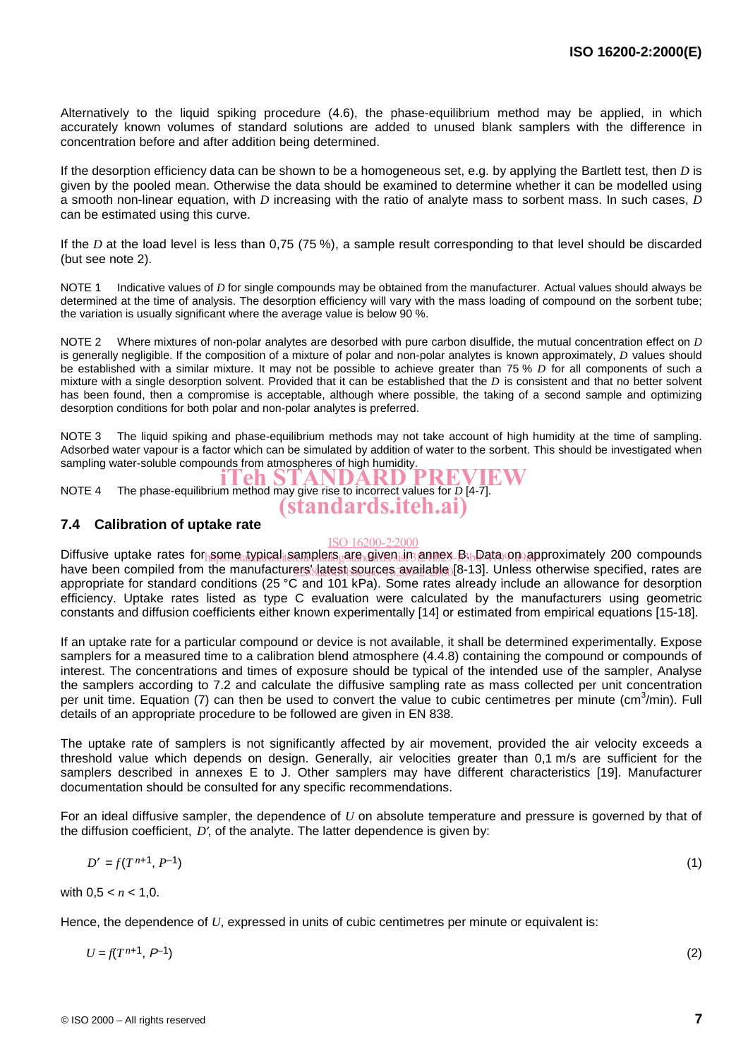Alternatively to the liquid spiking procedure (4.6), the phase-equilibrium method may be applied, in which accurately known volumes of standard solutions are added to unused blank samplers with the difference in concentration before and after addition being determined.

If the desorption efficiency data can be shown to be a homogeneous set, e.g. by applying the Bartlett test, then $D$ is given by the pooled mean. Otherwise the data should be examined to determine whether it can be modelled using a smooth non-linear equation, with $D$ increasing with the ratio of analyte mass to sorbent mass. In such cases, $D$ can be estimated using this curve.

If the $D$ at the load level is less than 0,75 (75 %), a sample result corresponding to that level should be discarded (but see note 2).

NOTE 1 Indicative values of $D$ for single compounds may be obtained from the manufacturer. Actual values should always be determined at the time of analysis. The desorption efficiency will vary with the mass loading of compound on the sorbent tube; the variation is usually significant where the average value is below 90 %.

NOTE 2 Where mixtures of non-polar analytes are desorbed with pure carbon disulfide, the mutual concentration effect on $D$ is generally negligible. If the composition of a mixture of polar and non-polar analytes is known approximately, $D$ values should be established with a similar mixture. It may not be possible to achieve greater than 75 % $D$ for all components of such a mixture with a single desorption solvent. Provided that it can be established that the $D$ is consistent and that no better solvent has been found, then a compromise is acceptable, although where possible, the taking of a second sample and optimizing desorption conditions for both polar and non-polar analytes is preferred.

NOTE 3 The liquid spiking and phase-equilibrium methods may not take account of high humidity at the time of sampling. Adsorbed water vapour is a factor which can be simulated by addition of water to the sorbent. This should be investigated when sampling water-soluble compounds from atmospheres of high humidity.

NOTE 4 The phase-equilibrium method may give rise to incorrect values for $D$ [4-7].

### 7.4 Calibration of uptake rate

Diffusive uptake rates for some typical samplers are given in annex B. Data on approximately 200 compounds have been compiled from the manufacturers' latest sources available [8-13]. Unless otherwise specified, rates are appropriate for standard conditions (25 °C and 101 kPa). Some rates already include an allowance for desorption efficiency. Uptake rates listed as type C evaluation were calculated by the manufacturers using geometric constants and diffusion coefficients either known experimentally [14] or estimated from empirical equations [15-18].

If an uptake rate for a particular compound or device is not available, it shall be determined experimentally. Expose samplers for a measured time to a calibration blend atmosphere (4.4.8) containing the compound or compounds of interest. The concentrations and times of exposure should be typical of the intended use of the sampler, Analyse the samplers according to 7.2 and calculate the diffusive sampling rate as mass collected per unit concentration per unit time. Equation (7) can then be used to convert the value to cubic centimetres per minute ($cm^3$/min). Full details of an appropriate procedure to be followed are given in EN 838.

The uptake rate of samplers is not significantly affected by air movement, provided the air velocity exceeds a threshold value which depends on design. Generally, air velocities greater than 0,1 m/s are sufficient for the samplers described in annexes E to J. Other samplers may have different characteristics [19]. Manufacturer documentation should be consulted for any specific recommendations.

For an ideal diffusive sampler, the dependence of $U$ on absolute temperature and pressure is governed by that of the diffusion coefficient, $D'$, of the analyte. The latter dependence is given by:

$$D' = f(T^{n+1}, P^{-1}) \tag{1}$$

with $0,5 < n < 1,0$.

Hence, the dependence of $U$, expressed in units of cubic centimetres per minute or equivalent is:

$$U = f(T^{n+1}, P^{-1}) \tag{2}$$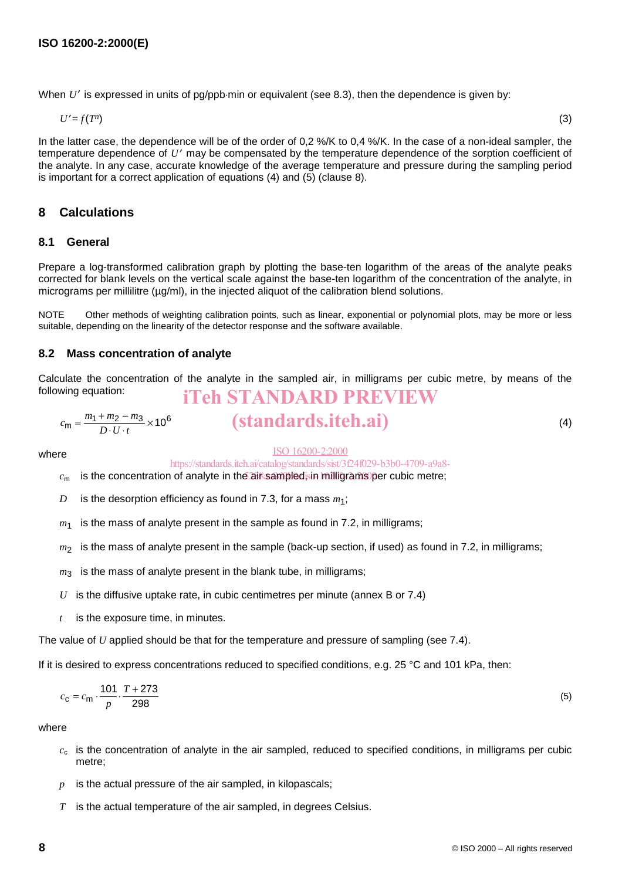When $U'$ is expressed in units of pg/ppb·min or equivalent (see 8.3), then the dependence is given by:

$$U' = f(T^n) \tag{3}$$

In the latter case, the dependence will be of the order of 0,2 %/K to 0,4 %/K. In the case of a non-ideal sampler, the temperature dependence of $U'$ may be compensated by the temperature dependence of the sorption coefficient of the analyte. In any case, accurate knowledge of the average temperature and pressure during the sampling period is important for a correct application of equations (4) and (5) (clause 8).

## 8 Calculations

### 8.1 General

Prepare a log-transformed calibration graph by plotting the base-ten logarithm of the areas of the analyte peaks corrected for blank levels on the vertical scale against the base-ten logarithm of the concentration of the analyte, in micrograms per millilitre (µg/ml), in the injected aliquot of the calibration blend solutions.

NOTE Other methods of weighting calibration points, such as linear, exponential or polynomial plots, may be more or less suitable, depending on the linearity of the detector response and the software available.

### 8.2 Mass concentration of analyte

Calculate the concentration of the analyte in the sampled air, in milligrams per cubic metre, by means of the following equation:

$$c_m = \frac{m_1 + m_2 - m_3}{D \cdot U \cdot t} \times 10^6 \tag{4}$$

where

- $c_m$ is the concentration of analyte in the air sampled, in milligrams per cubic metre;
- $D$ is the desorption efficiency as found in 7.3, for a mass $m_1$;
- $m_1$ is the mass of analyte present in the sample as found in 7.2, in milligrams;
- $m_2$ is the mass of analyte present in the sample (back-up section, if used) as found in 7.2, in milligrams;
- $m_3$ is the mass of analyte present in the blank tube, in milligrams;
- $U$ is the diffusive uptake rate, in cubic centimetres per minute (annex B or 7.4)
- $t$ is the exposure time, in minutes.

The value of $U$ applied should be that for the temperature and pressure of sampling (see 7.4).

If it is desired to express concentrations reduced to specified conditions, e.g. 25 °C and 101 kPa, then:

$$c_c = c_m \cdot \frac{101}{p} \cdot \frac{T + 273}{298} \tag{5}$$

where

- $c_c$ is the concentration of analyte in the air sampled, reduced to specified conditions, in milligrams per cubic metre;
- $p$ is the actual pressure of the air sampled, in kilopascals;
- $T$ is the actual temperature of the air sampled, in degrees Celsius.